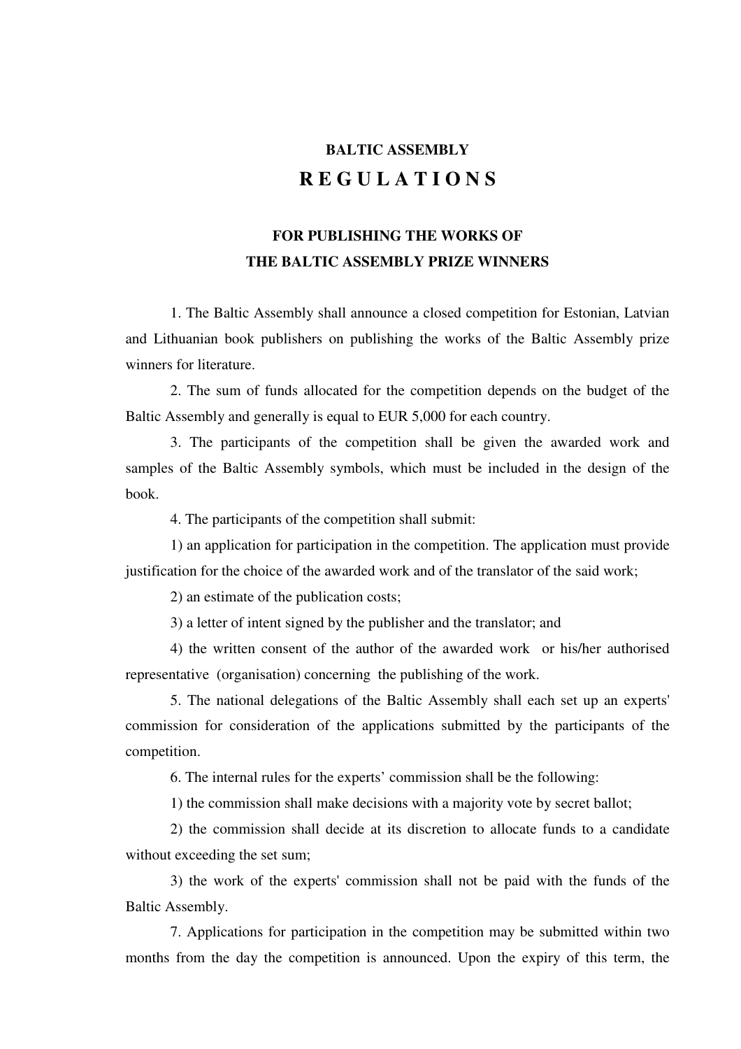# BALTIC ASSEMBLY

# R E G U L A T I O N S

## FOR PUBLISHING THE WORKS OF THE BALTIC ASSEMBLY PRIZE WINNERS

1. The Baltic Assembly shall announce a closed competition for Estonian, Latvian and Lithuanian book publishers on publishing the works of the Baltic Assembly prize winners for literature.

2. The sum of funds allocated for the competition depends on the budget of the Baltic Assembly and generally is equal to EUR 5,000 for each country.

3. The participants of the competition shall be given the awarded work and samples of the Baltic Assembly symbols, which must be included in the design of the book.

4. The participants of the competition shall submit:

1) an application for participation in the competition. The application must provide justification for the choice of the awarded work and of the translator of the said work;

2) an estimate of the publication costs;

3) a letter of intent signed by the publisher and the translator; and

4) the written consent of the author of the awarded work or his/her authorised representative (organisation) concerning the publishing of the work.

5. The national delegations of the Baltic Assembly shall each set up an experts' commission for consideration of the applications submitted by the participants of the competition.

6. The internal rules for the experts' commission shall be the following:

1) the commission shall make decisions with a majority vote by secret ballot;

2) the commission shall decide at its discretion to allocate funds to a candidate without exceeding the set sum;

3) the work of the experts' commission shall not be paid with the funds of the Baltic Assembly.

7. Applications for participation in the competition may be submitted within two months from the day the competition is announced. Upon the expiry of this term, the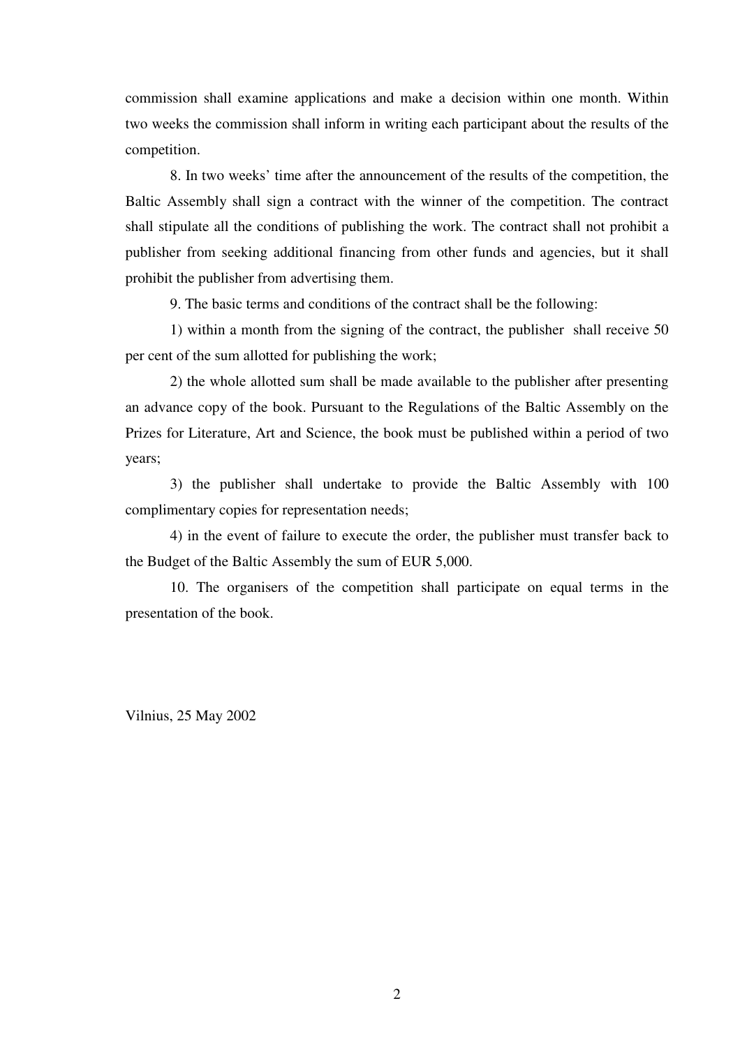commission shall examine applications and make a decision within one month. Within two weeks the commission shall inform in writing each participant about the results of the competition.

8. In two weeks' time after the announcement of the results of the competition, the Baltic Assembly shall sign a contract with the winner of the competition. The contract shall stipulate all the conditions of publishing the work. The contract shall not prohibit a publisher from seeking additional financing from other funds and agencies, but it shall prohibit the publisher from advertising them.

9. The basic terms and conditions of the contract shall be the following:

1) within a month from the signing of the contract, the publisher shall receive 50 per cent of the sum allotted for publishing the work;

2) the whole allotted sum shall be made available to the publisher after presenting an advance copy of the book. Pursuant to the Regulations of the Baltic Assembly on the Prizes for Literature, Art and Science, the book must be published within a period of two years;

3) the publisher shall undertake to provide the Baltic Assembly with 100 complimentary copies for representation needs;

4) in the event of failure to execute the order, the publisher must transfer back to the Budget of the Baltic Assembly the sum of EUR 5,000.

10. The organisers of the competition shall participate on equal terms in the presentation of the book.

Vilnius, 25 May 2002